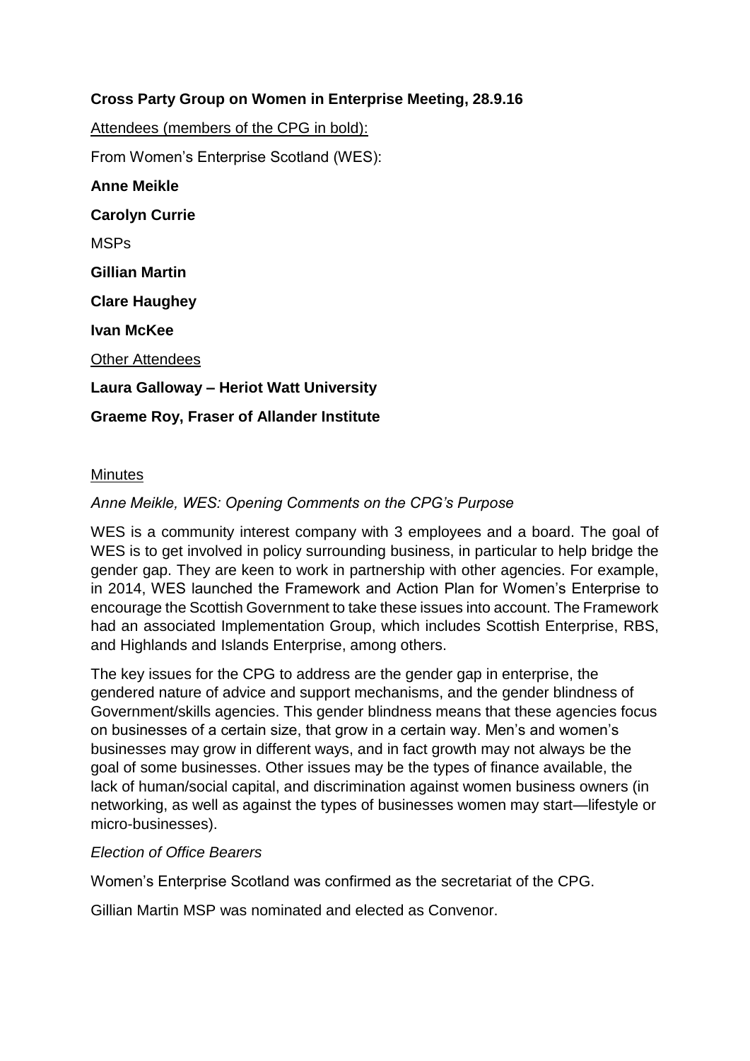**Cross Party Group on Women in Enterprise Meeting, 28.9.16**

Attendees (members of the CPG in bold):

From Women's Enterprise Scotland (WES):

**Anne Meikle**

**Carolyn Currie**

MSPs

**Gillian Martin**

**Clare Haughey**

**Ivan McKee**

Other Attendees

**Laura Galloway – Heriot Watt University**

**Graeme Roy, Fraser of Allander Institute**

Minutes

*Anne Meikle, WES: Opening Comments on the CPG's Purpose*

WES is a community interest company with 3 employees and a board. The goal of WES is to get involved in policy surrounding business, in particular to help bridge the gender gap. They are keen to work in partnership with other agencies. For example, in 2014, WES launched the Framework and Action Plan for Women's Enterprise to encourage the Scottish Government to take these issues into account. The Framework had an associated Implementation Group, which includes Scottish Enterprise, RBS, and Highlands and Islands Enterprise, among others.

The key issues for the CPG to address are the gender gap in enterprise, the gendered nature of advice and support mechanisms, and the gender blindness of Government/skills agencies. This gender blindness means that these agencies focus on businesses of a certain size, that grow in a certain way. Men's and women's businesses may grow in different ways, and in fact growth may not always be the goal of some businesses. Other issues may be the types of finance available, the lack of human/social capital, and discrimination against women business owners (in networking, as well as against the types of businesses women may start—lifestyle or micro-businesses).

*Election of Office Bearers*

Women's Enterprise Scotland was confirmed as the secretariat of the CPG.

Gillian Martin MSP was nominated and elected as Convenor.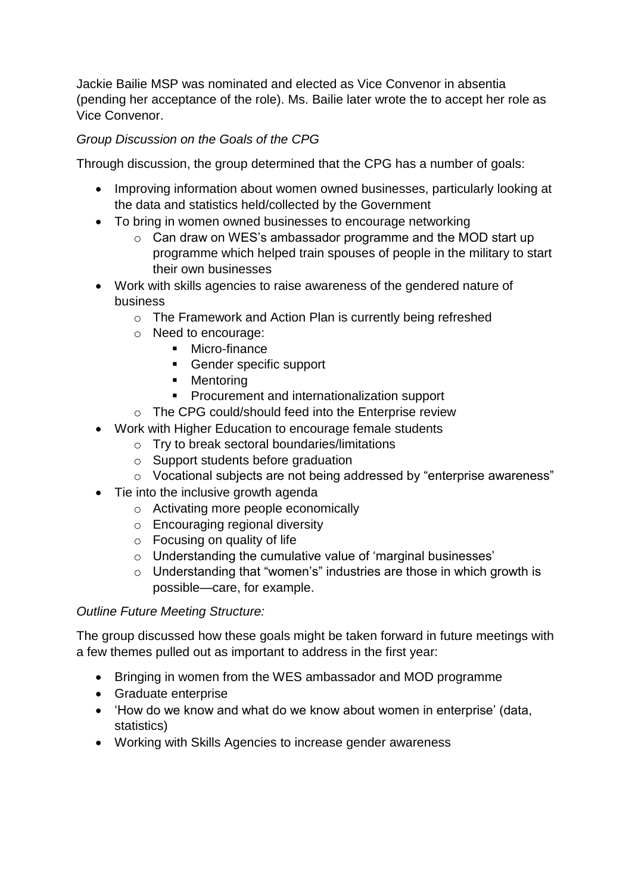Jackie Bailie MSP was nominated and elected as Vice Convenor in absentia (pending her acceptance of the role). Ms. Bailie later wrote the to accept her role as Vice Convenor.

*Group Discussion on the Goals of the CPG*

Through discussion, the group determined that the CPG has a number of goals:

- Improving information about women owned businesses, particularly looking at the data and statistics held/collected by the Government
- To bring in women owned businesses to encourage networking
  - Can draw on WES's ambassador programme and the MOD start up programme which helped train spouses of people in the military to start their own businesses
- Work with skills agencies to raise awareness of the gendered nature of business
  - The Framework and Action Plan is currently being refreshed
  - Need to encourage:
    - Micro-finance
    - Gender specific support
    - Mentoring
    - Procurement and internationalization support
  - The CPG could/should feed into the Enterprise review
- Work with Higher Education to encourage female students
  - Try to break sectoral boundaries/limitations
  - Support students before graduation
  - Vocational subjects are not being addressed by "enterprise awareness"
- Tie into the inclusive growth agenda
  - Activating more people economically
  - Encouraging regional diversity
  - Focusing on quality of life
  - Understanding the cumulative value of 'marginal businesses'
  - Understanding that "women's" industries are those in which growth is possible—care, for example.

*Outline Future Meeting Structure:*

The group discussed how these goals might be taken forward in future meetings with a few themes pulled out as important to address in the first year:

- Bringing in women from the WES ambassador and MOD programme
- Graduate enterprise
- 'How do we know and what do we know about women in enterprise' (data, statistics)
- Working with Skills Agencies to increase gender awareness